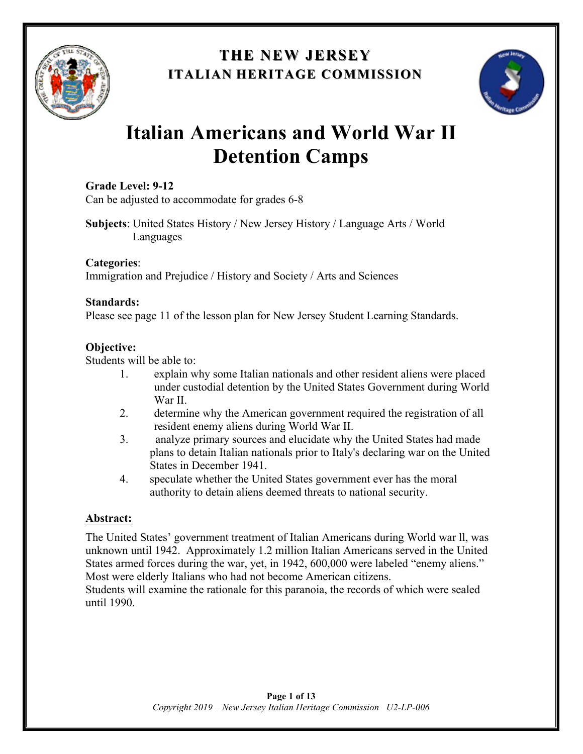## THE NEW JERSEY
## ITALIAN HERITAGE COMMISSION

# Italian Americans and World War II Detention Camps

**Grade Level: 9-12**
Can be adjusted to accommodate for grades 6-8

**Subjects**: United States History / New Jersey History / Language Arts / World Languages

**Categories**:
Immigration and Prejudice / History and Society / Arts and Sciences

**Standards:**
Please see page 11 of the lesson plan for New Jersey Student Learning Standards.

**Objective:**
Students will be able to:

1. explain why some Italian nationals and other resident aliens were placed under custodial detention by the United States Government during World War II.
2. determine why the American government required the registration of all resident enemy aliens during World War II.
3. analyze primary sources and elucidate why the United States had made plans to detain Italian nationals prior to Italy's declaring war on the United States in December 1941.
4. speculate whether the United States government ever has the moral authority to detain aliens deemed threats to national security.

**Abstract:**

The United States' government treatment of Italian Americans during World war ll, was unknown until 1942. Approximately 1.2 million Italian Americans served in the United States armed forces during the war, yet, in 1942, 600,000 were labeled "enemy aliens." Most were elderly Italians who had not become American citizens.
Students will examine the rationale for this paranoia, the records of which were sealed until 1990.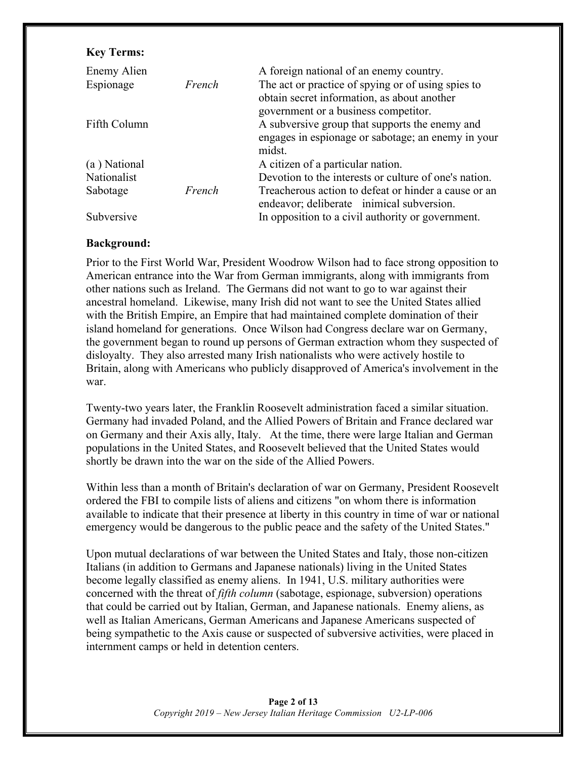**Key Terms:**

| | | |
|---|---|---|
| Enemy Alien | | A foreign national of an enemy country. |
| Espionage | *French* | The act or practice of spying or of using spies to obtain secret information, as about another government or a business competitor. |
| Fifth Column | | A subversive group that supports the enemy and engages in espionage or sabotage; an enemy in your midst. |
| (a ) National | | A citizen of a particular nation. |
| Nationalist | | Devotion to the interests or culture of one's nation. |
| Sabotage | *French* | Treacherous action to defeat or hinder a cause or an endeavor; deliberate inimical subversion. |
| Subversive | | In opposition to a civil authority or government. |

**Background:**

Prior to the First World War, President Woodrow Wilson had to face strong opposition to American entrance into the War from German immigrants, along with immigrants from other nations such as Ireland. The Germans did not want to go to war against their ancestral homeland. Likewise, many Irish did not want to see the United States allied with the British Empire, an Empire that had maintained complete domination of their island homeland for generations. Once Wilson had Congress declare war on Germany, the government began to round up persons of German extraction whom they suspected of disloyalty. They also arrested many Irish nationalists who were actively hostile to Britain, along with Americans who publicly disapproved of America's involvement in the war.

Twenty-two years later, the Franklin Roosevelt administration faced a similar situation. Germany had invaded Poland, and the Allied Powers of Britain and France declared war on Germany and their Axis ally, Italy. At the time, there were large Italian and German populations in the United States, and Roosevelt believed that the United States would shortly be drawn into the war on the side of the Allied Powers.

Within less than a month of Britain's declaration of war on Germany, President Roosevelt ordered the FBI to compile lists of aliens and citizens "on whom there is information available to indicate that their presence at liberty in this country in time of war or national emergency would be dangerous to the public peace and the safety of the United States."

Upon mutual declarations of war between the United States and Italy, those non-citizen Italians (in addition to Germans and Japanese nationals) living in the United States become legally classified as enemy aliens. In 1941, U.S. military authorities were concerned with the threat of *fifth column* (sabotage, espionage, subversion) operations that could be carried out by Italian, German, and Japanese nationals. Enemy aliens, as well as Italian Americans, German Americans and Japanese Americans suspected of being sympathetic to the Axis cause or suspected of subversive activities, were placed in internment camps or held in detention centers.

*Copyright 2019 – New Jersey Italian Heritage Commission U2-LP-006*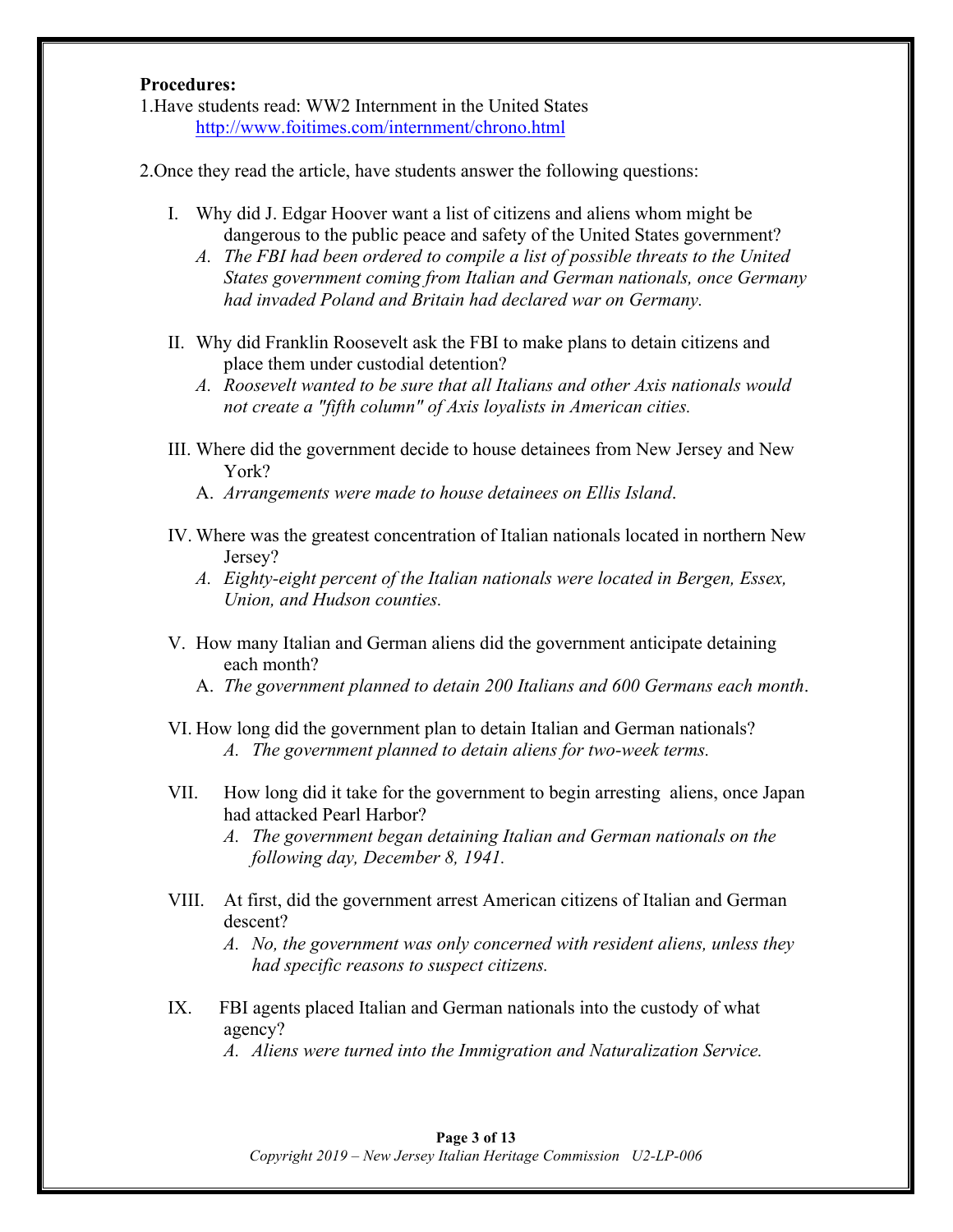**Procedures:**

1. Have students read: WW2 Internment in the United States
   http://www.foitimes.com/internment/chrono.html

2. Once they read the article, have students answer the following questions:

   I. Why did J. Edgar Hoover want a list of citizens and aliens whom might be dangerous to the public peace and safety of the United States government?
      A. *The FBI had been ordered to compile a list of possible threats to the United States government coming from Italian and German nationals, once Germany had invaded Poland and Britain had declared war on Germany.*

   II. Why did Franklin Roosevelt ask the FBI to make plans to detain citizens and place them under custodial detention?
      A. *Roosevelt wanted to be sure that all Italians and other Axis nationals would not create a "fifth column" of Axis loyalists in American cities.*

   III. Where did the government decide to house detainees from New Jersey and New York?
      A. *Arrangements were made to house detainees on Ellis Island*.

   IV. Where was the greatest concentration of Italian nationals located in northern New Jersey?
      A. *Eighty-eight percent of the Italian nationals were located in Bergen, Essex, Union, and Hudson counties.*

   V. How many Italian and German aliens did the government anticipate detaining each month?
      A. *The government planned to detain 200 Italians and 600 Germans each month*.

   VI. How long did the government plan to detain Italian and German nationals?
      A. *The government planned to detain aliens for two-week terms.*

   VII. How long did it take for the government to begin arresting aliens, once Japan had attacked Pearl Harbor?
      A. *The government began detaining Italian and German nationals on the following day, December 8, 1941.*

   VIII. At first, did the government arrest American citizens of Italian and German descent?
      A. *No, the government was only concerned with resident aliens, unless they had specific reasons to suspect citizens.*

   IX. FBI agents placed Italian and German nationals into the custody of what agency?
      A. *Aliens were turned into the Immigration and Naturalization Service.*

*Copyright 2019 – New Jersey Italian Heritage Commission U2-LP-006*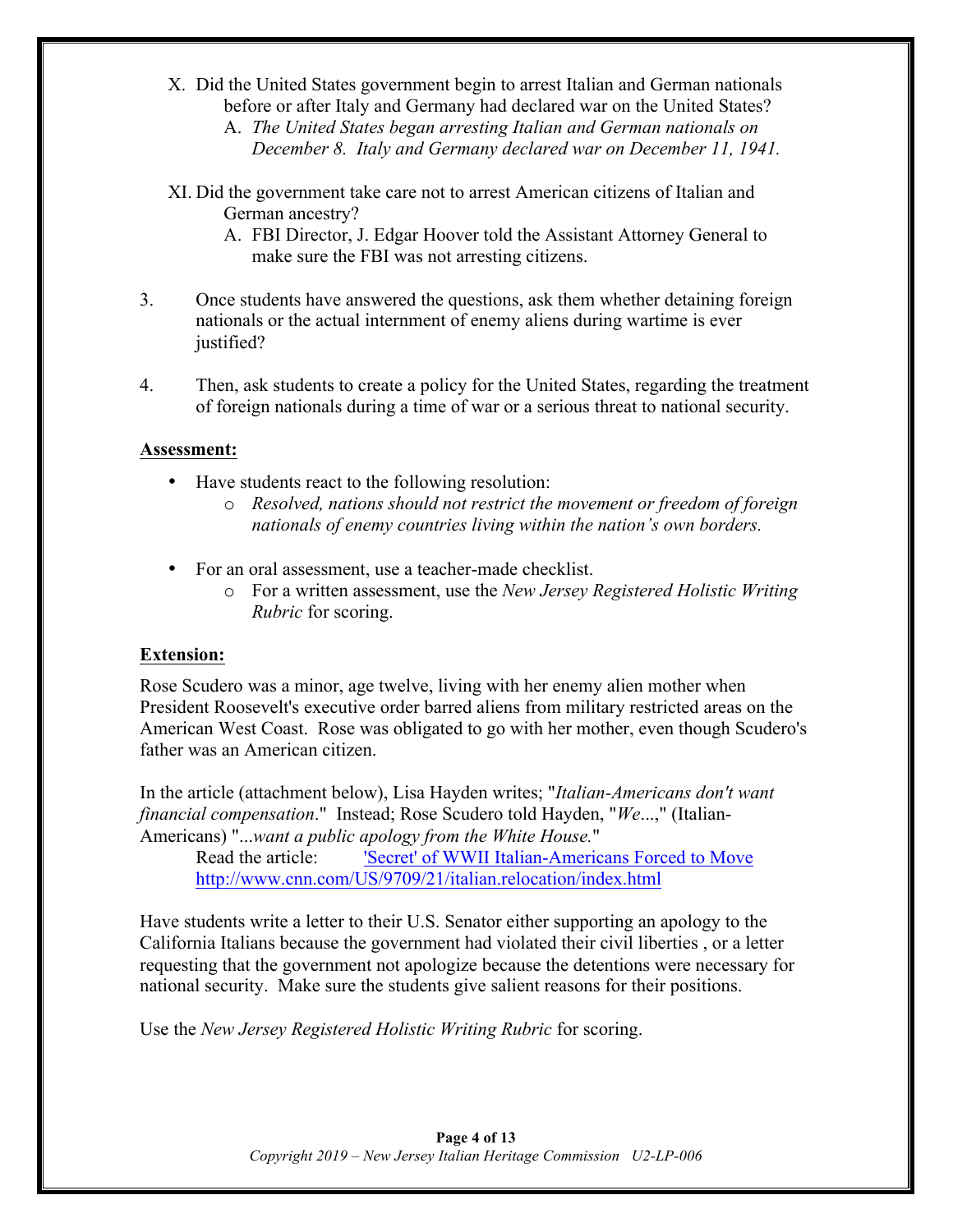X. Did the United States government begin to arrest Italian and German nationals before or after Italy and Germany had declared war on the United States?
   A. *The United States began arresting Italian and German nationals on December 8. Italy and Germany declared war on December 11, 1941.*

XI. Did the government take care not to arrest American citizens of Italian and German ancestry?
   A. FBI Director, J. Edgar Hoover told the Assistant Attorney General to make sure the FBI was not arresting citizens.

3. Once students have answered the questions, ask them whether detaining foreign nationals or the actual internment of enemy aliens during wartime is ever justified?

4. Then, ask students to create a policy for the United States, regarding the treatment of foreign nationals during a time of war or a serious threat to national security.

**Assessment:**

- Have students react to the following resolution:
  - *Resolved, nations should not restrict the movement or freedom of foreign nationals of enemy countries living within the nation's own borders.*
- For an oral assessment, use a teacher-made checklist.
  - For a written assessment, use the *New Jersey Registered Holistic Writing Rubric* for scoring.

**Extension:**

Rose Scudero was a minor, age twelve, living with her enemy alien mother when President Roosevelt's executive order barred aliens from military restricted areas on the American West Coast. Rose was obligated to go with her mother, even though Scudero's father was an American citizen.

In the article (attachment below), Lisa Hayden writes; "*Italian-Americans don't want financial compensation*." Instead; Rose Scudero told Hayden, "*We*...," (Italian-Americans) "*...want a public apology from the White House.*"

Read the article: ['Secret' of WWII Italian-Americans Forced to Move](http://www.cnn.com/US/9709/21/italian.relocation/index.html)
http://www.cnn.com/US/9709/21/italian.relocation/index.html

Have students write a letter to their U.S. Senator either supporting an apology to the California Italians because the government had violated their civil liberties , or a letter requesting that the government not apologize because the detentions were necessary for national security. Make sure the students give salient reasons for their positions.

Use the *New Jersey Registered Holistic Writing Rubric* for scoring.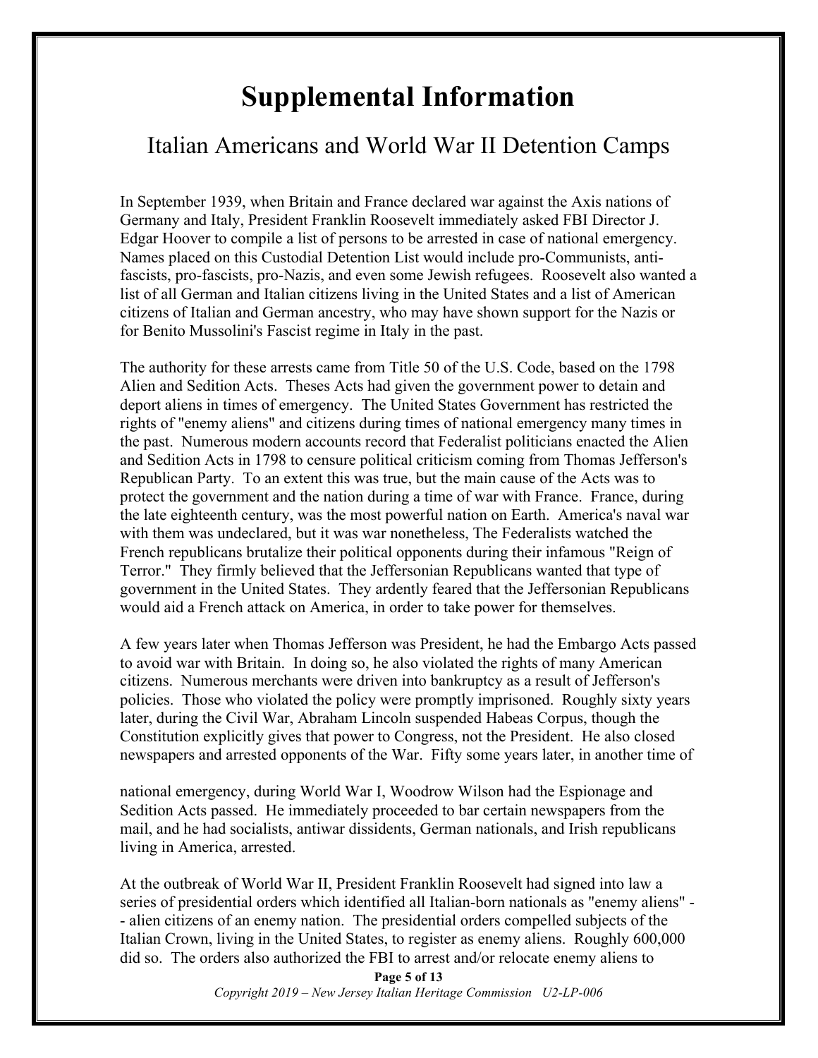# Supplemental Information

## Italian Americans and World War II Detention Camps

In September 1939, when Britain and France declared war against the Axis nations of Germany and Italy, President Franklin Roosevelt immediately asked FBI Director J. Edgar Hoover to compile a list of persons to be arrested in case of national emergency. Names placed on this Custodial Detention List would include pro-Communists, anti-fascists, pro-fascists, pro-Nazis, and even some Jewish refugees. Roosevelt also wanted a list of all German and Italian citizens living in the United States and a list of American citizens of Italian and German ancestry, who may have shown support for the Nazis or for Benito Mussolini's Fascist regime in Italy in the past.

The authority for these arrests came from Title 50 of the U.S. Code, based on the 1798 Alien and Sedition Acts. Theses Acts had given the government power to detain and deport aliens in times of emergency. The United States Government has restricted the rights of "enemy aliens" and citizens during times of national emergency many times in the past. Numerous modern accounts record that Federalist politicians enacted the Alien and Sedition Acts in 1798 to censure political criticism coming from Thomas Jefferson's Republican Party. To an extent this was true, but the main cause of the Acts was to protect the government and the nation during a time of war with France. France, during the late eighteenth century, was the most powerful nation on Earth. America's naval war with them was undeclared, but it was war nonetheless, The Federalists watched the French republicans brutalize their political opponents during their infamous "Reign of Terror." They firmly believed that the Jeffersonian Republicans wanted that type of government in the United States. They ardently feared that the Jeffersonian Republicans would aid a French attack on America, in order to take power for themselves.

A few years later when Thomas Jefferson was President, he had the Embargo Acts passed to avoid war with Britain. In doing so, he also violated the rights of many American citizens. Numerous merchants were driven into bankruptcy as a result of Jefferson's policies. Those who violated the policy were promptly imprisoned. Roughly sixty years later, during the Civil War, Abraham Lincoln suspended Habeas Corpus, though the Constitution explicitly gives that power to Congress, not the President. He also closed newspapers and arrested opponents of the War. Fifty some years later, in another time of national emergency, during World War I, Woodrow Wilson had the Espionage and Sedition Acts passed. He immediately proceeded to bar certain newspapers from the mail, and he had socialists, antiwar dissidents, German nationals, and Irish republicans living in America, arrested.

At the outbreak of World War II, President Franklin Roosevelt had signed into law a series of presidential orders which identified all Italian-born nationals as "enemy aliens" -- alien citizens of an enemy nation. The presidential orders compelled subjects of the Italian Crown, living in the United States, to register as enemy aliens. Roughly 600,000 did so. The orders also authorized the FBI to arrest and/or relocate enemy aliens to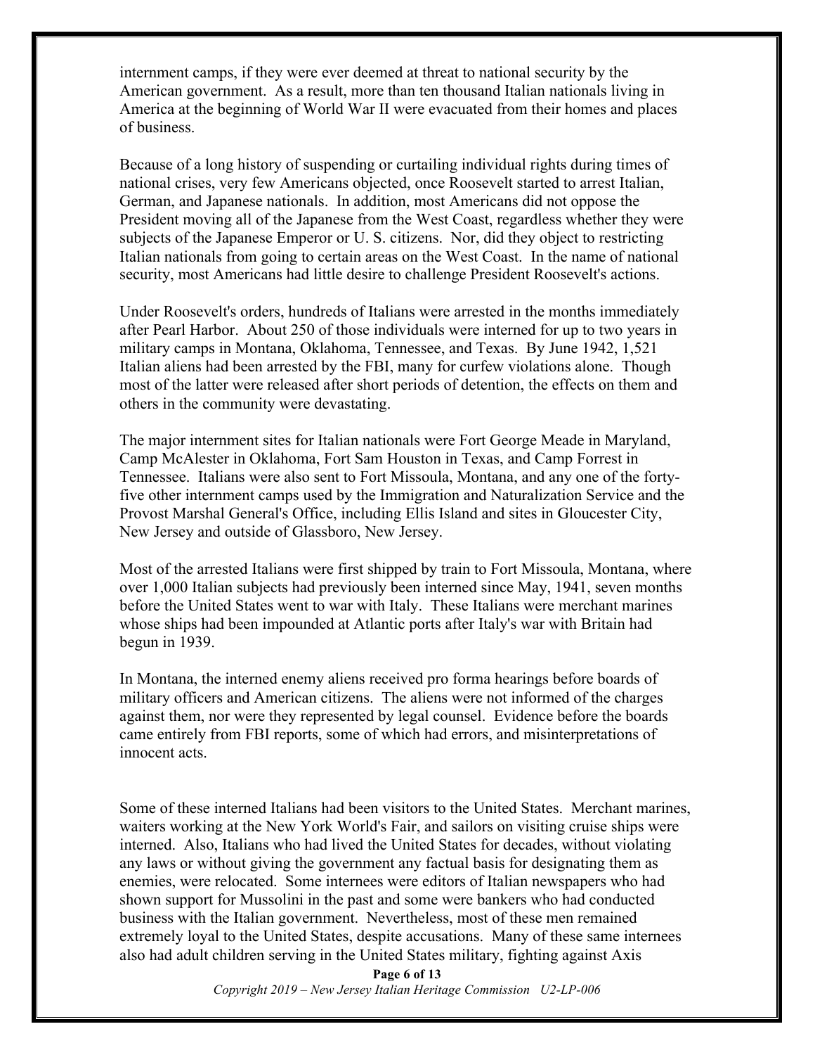internment camps, if they were ever deemed at threat to national security by the American government. As a result, more than ten thousand Italian nationals living in America at the beginning of World War II were evacuated from their homes and places of business.

Because of a long history of suspending or curtailing individual rights during times of national crises, very few Americans objected, once Roosevelt started to arrest Italian, German, and Japanese nationals. In addition, most Americans did not oppose the President moving all of the Japanese from the West Coast, regardless whether they were subjects of the Japanese Emperor or U. S. citizens. Nor, did they object to restricting Italian nationals from going to certain areas on the West Coast. In the name of national security, most Americans had little desire to challenge President Roosevelt's actions.

Under Roosevelt's orders, hundreds of Italians were arrested in the months immediately after Pearl Harbor. About 250 of those individuals were interned for up to two years in military camps in Montana, Oklahoma, Tennessee, and Texas. By June 1942, 1,521 Italian aliens had been arrested by the FBI, many for curfew violations alone. Though most of the latter were released after short periods of detention, the effects on them and others in the community were devastating.

The major internment sites for Italian nationals were Fort George Meade in Maryland, Camp McAlester in Oklahoma, Fort Sam Houston in Texas, and Camp Forrest in Tennessee. Italians were also sent to Fort Missoula, Montana, and any one of the forty-five other internment camps used by the Immigration and Naturalization Service and the Provost Marshal General's Office, including Ellis Island and sites in Gloucester City, New Jersey and outside of Glassboro, New Jersey.

Most of the arrested Italians were first shipped by train to Fort Missoula, Montana, where over 1,000 Italian subjects had previously been interned since May, 1941, seven months before the United States went to war with Italy. These Italians were merchant marines whose ships had been impounded at Atlantic ports after Italy's war with Britain had begun in 1939.

In Montana, the interned enemy aliens received pro forma hearings before boards of military officers and American citizens. The aliens were not informed of the charges against them, nor were they represented by legal counsel. Evidence before the boards came entirely from FBI reports, some of which had errors, and misinterpretations of innocent acts.

Some of these interned Italians had been visitors to the United States. Merchant marines, waiters working at the New York World's Fair, and sailors on visiting cruise ships were interned. Also, Italians who had lived the United States for decades, without violating any laws or without giving the government any factual basis for designating them as enemies, were relocated. Some internees were editors of Italian newspapers who had shown support for Mussolini in the past and some were bankers who had conducted business with the Italian government. Nevertheless, most of these men remained extremely loyal to the United States, despite accusations. Many of these same internees also had adult children serving in the United States military, fighting against Axis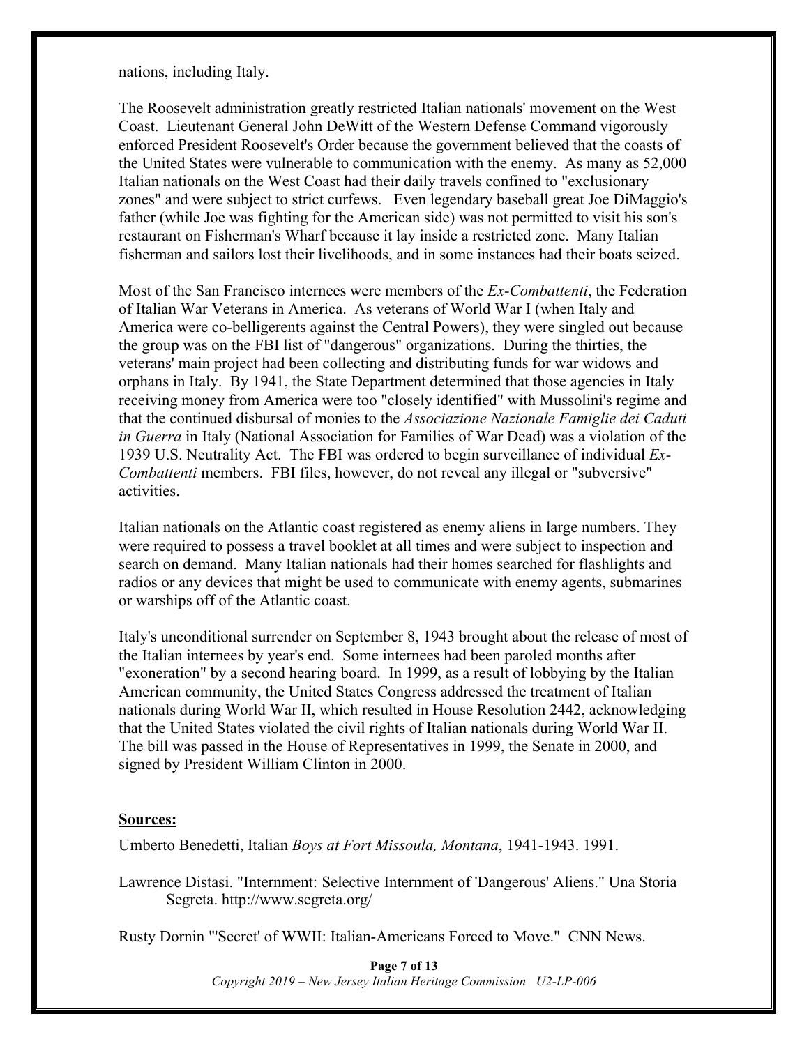nations, including Italy.

The Roosevelt administration greatly restricted Italian nationals' movement on the West Coast. Lieutenant General John DeWitt of the Western Defense Command vigorously enforced President Roosevelt's Order because the government believed that the coasts of the United States were vulnerable to communication with the enemy. As many as 52,000 Italian nationals on the West Coast had their daily travels confined to "exclusionary zones" and were subject to strict curfews. Even legendary baseball great Joe DiMaggio's father (while Joe was fighting for the American side) was not permitted to visit his son's restaurant on Fisherman's Wharf because it lay inside a restricted zone. Many Italian fisherman and sailors lost their livelihoods, and in some instances had their boats seized.

Most of the San Francisco internees were members of the *Ex-Combattenti*, the Federation of Italian War Veterans in America. As veterans of World War I (when Italy and America were co-belligerents against the Central Powers), they were singled out because the group was on the FBI list of "dangerous" organizations. During the thirties, the veterans' main project had been collecting and distributing funds for war widows and orphans in Italy. By 1941, the State Department determined that those agencies in Italy receiving money from America were too "closely identified" with Mussolini's regime and that the continued disbursal of monies to the *Associazione Nazionale Famiglie dei Caduti in Guerra* in Italy (National Association for Families of War Dead) was a violation of the 1939 U.S. Neutrality Act. The FBI was ordered to begin surveillance of individual *Ex-Combattenti* members. FBI files, however, do not reveal any illegal or "subversive" activities.

Italian nationals on the Atlantic coast registered as enemy aliens in large numbers. They were required to possess a travel booklet at all times and were subject to inspection and search on demand. Many Italian nationals had their homes searched for flashlights and radios or any devices that might be used to communicate with enemy agents, submarines or warships off of the Atlantic coast.

Italy's unconditional surrender on September 8, 1943 brought about the release of most of the Italian internees by year's end. Some internees had been paroled months after "exoneration" by a second hearing board. In 1999, as a result of lobbying by the Italian American community, the United States Congress addressed the treatment of Italian nationals during World War II, which resulted in House Resolution 2442, acknowledging that the United States violated the civil rights of Italian nationals during World War II. The bill was passed in the House of Representatives in 1999, the Senate in 2000, and signed by President William Clinton in 2000.

**Sources:**

Umberto Benedetti, Italian *Boys at Fort Missoula, Montana*, 1941-1943. 1991.

Lawrence Distasi. "Internment: Selective Internment of 'Dangerous' Aliens." Una Storia Segreta. http://www.segreta.org/

Rusty Dornin "'Secret' of WWII: Italian-Americans Forced to Move." CNN News.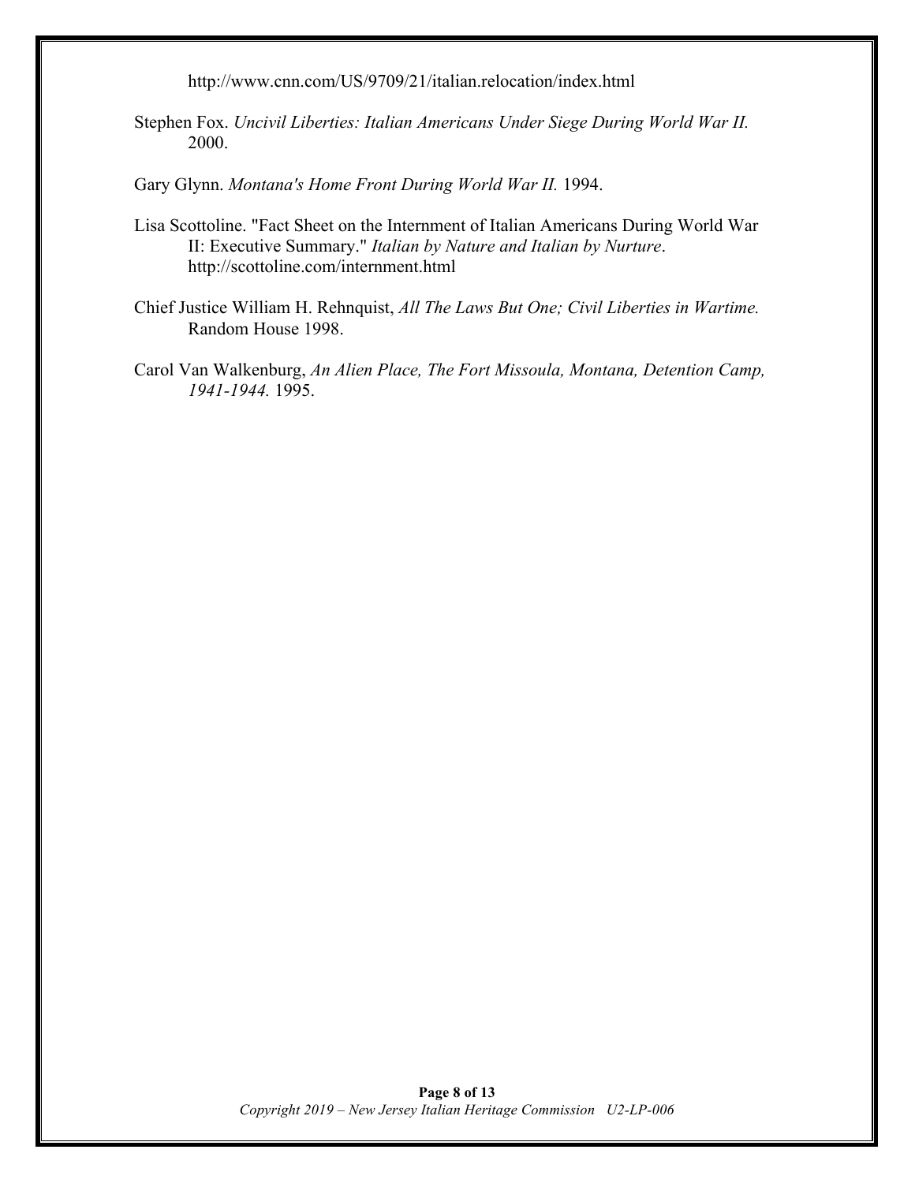http://www.cnn.com/US/9709/21/italian.relocation/index.html

Stephen Fox. *Uncivil Liberties: Italian Americans Under Siege During World War II.* 2000.

Gary Glynn. *Montana's Home Front During World War II.* 1994.

Lisa Scottoline. "Fact Sheet on the Internment of Italian Americans During World War II: Executive Summary." *Italian by Nature and Italian by Nurture*. http://scottoline.com/internment.html

Chief Justice William H. Rehnquist, *All The Laws But One; Civil Liberties in Wartime.* Random House 1998.

Carol Van Walkenburg, *An Alien Place, The Fort Missoula, Montana, Detention Camp, 1941-1944.* 1995.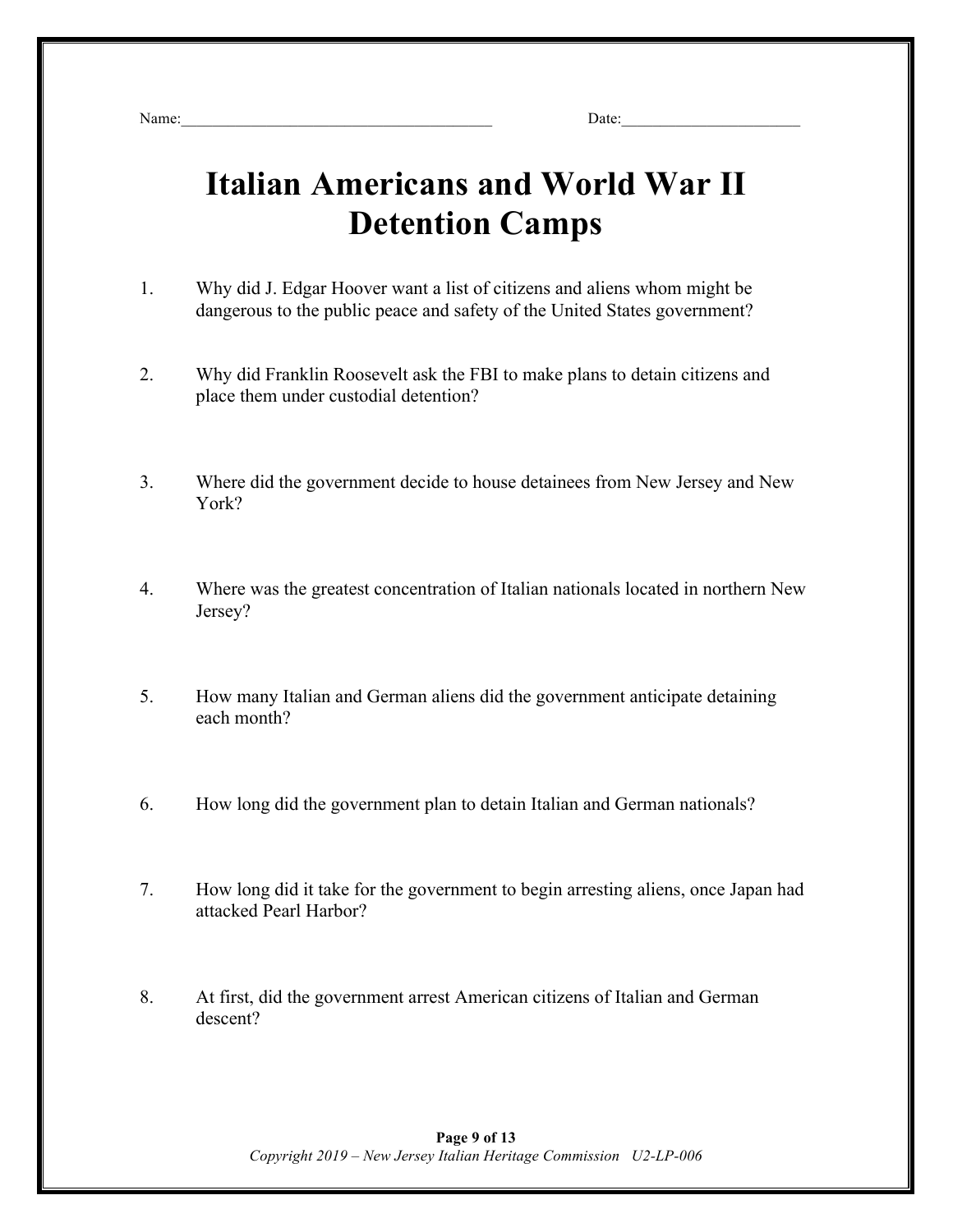Name:_______________________________________ Date:_______________________

# Italian Americans and World War II Detention Camps

1. Why did J. Edgar Hoover want a list of citizens and aliens whom might be dangerous to the public peace and safety of the United States government?

2. Why did Franklin Roosevelt ask the FBI to make plans to detain citizens and place them under custodial detention?

3. Where did the government decide to house detainees from New Jersey and New York?

4. Where was the greatest concentration of Italian nationals located in northern New Jersey?

5. How many Italian and German aliens did the government anticipate detaining each month?

6. How long did the government plan to detain Italian and German nationals?

7. How long did it take for the government to begin arresting aliens, once Japan had attacked Pearl Harbor?

8. At first, did the government arrest American citizens of Italian and German descent?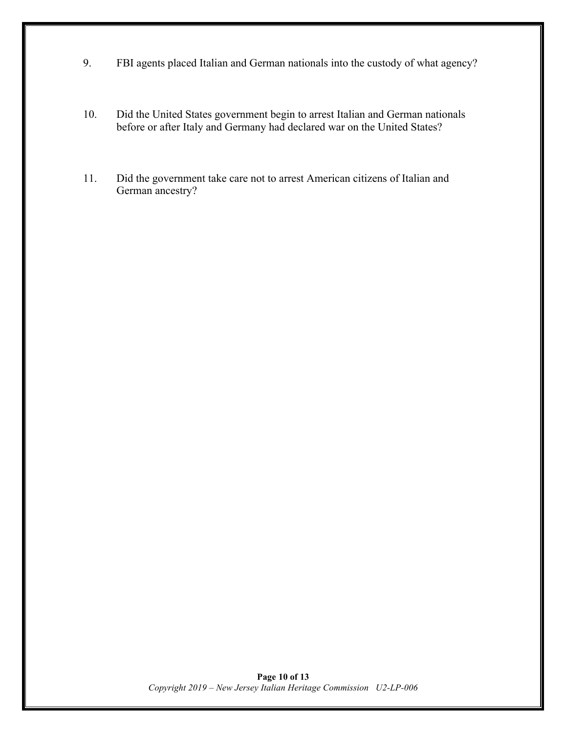9. FBI agents placed Italian and German nationals into the custody of what agency?

10. Did the United States government begin to arrest Italian and German nationals before or after Italy and Germany had declared war on the United States?

11. Did the government take care not to arrest American citizens of Italian and German ancestry?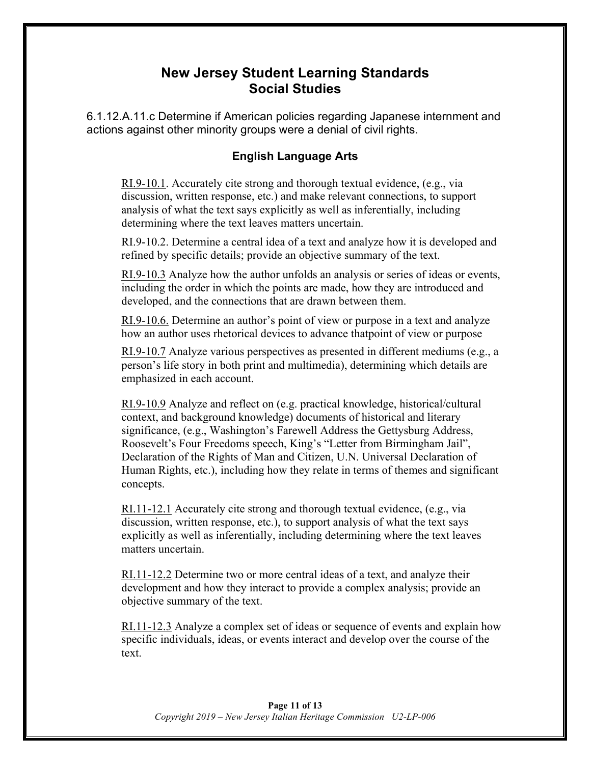# New Jersey Student Learning Standards
# Social Studies

6.1.12.A.11.c Determine if American policies regarding Japanese internment and actions against other minority groups were a denial of civil rights.

### English Language Arts

RI.9-10.1. Accurately cite strong and thorough textual evidence, (e.g., via discussion, written response, etc.) and make relevant connections, to support analysis of what the text says explicitly as well as inferentially, including determining where the text leaves matters uncertain.

RI.9-10.2. Determine a central idea of a text and analyze how it is developed and refined by specific details; provide an objective summary of the text.

RI.9-10.3 Analyze how the author unfolds an analysis or series of ideas or events, including the order in which the points are made, how they are introduced and developed, and the connections that are drawn between them.

RI.9-10.6. Determine an author's point of view or purpose in a text and analyze how an author uses rhetorical devices to advance thatpoint of view or purpose

RI.9-10.7 Analyze various perspectives as presented in different mediums (e.g., a person's life story in both print and multimedia), determining which details are emphasized in each account.

RI.9-10.9 Analyze and reflect on (e.g. practical knowledge, historical/cultural context, and background knowledge) documents of historical and literary significance, (e.g., Washington's Farewell Address the Gettysburg Address, Roosevelt's Four Freedoms speech, King's "Letter from Birmingham Jail", Declaration of the Rights of Man and Citizen, U.N. Universal Declaration of Human Rights, etc.), including how they relate in terms of themes and significant concepts.

RI.11-12.1 Accurately cite strong and thorough textual evidence, (e.g., via discussion, written response, etc.), to support analysis of what the text says explicitly as well as inferentially, including determining where the text leaves matters uncertain.

RI.11-12.2 Determine two or more central ideas of a text, and analyze their development and how they interact to provide a complex analysis; provide an objective summary of the text.

RI.11-12.3 Analyze a complex set of ideas or sequence of events and explain how specific individuals, ideas, or events interact and develop over the course of the text.

*Copyright 2019 – New Jersey Italian Heritage Commission U2-LP-006*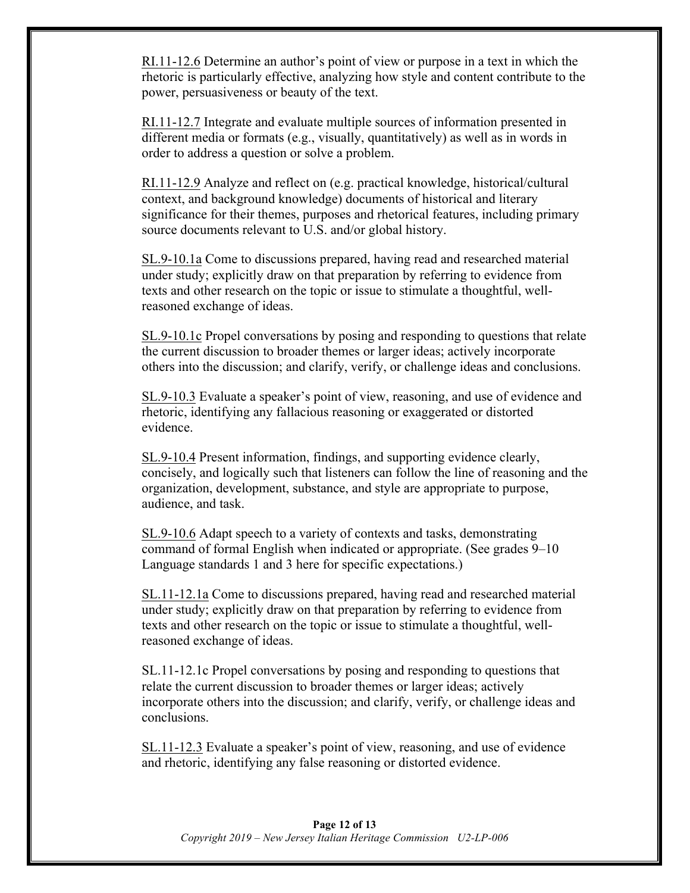RI.11-12.6 Determine an author's point of view or purpose in a text in which the rhetoric is particularly effective, analyzing how style and content contribute to the power, persuasiveness or beauty of the text.

RI.11-12.7 Integrate and evaluate multiple sources of information presented in different media or formats (e.g., visually, quantitatively) as well as in words in order to address a question or solve a problem.

RI.11-12.9 Analyze and reflect on (e.g. practical knowledge, historical/cultural context, and background knowledge) documents of historical and literary significance for their themes, purposes and rhetorical features, including primary source documents relevant to U.S. and/or global history.

SL.9-10.1a Come to discussions prepared, having read and researched material under study; explicitly draw on that preparation by referring to evidence from texts and other research on the topic or issue to stimulate a thoughtful, well-reasoned exchange of ideas.

SL.9-10.1c Propel conversations by posing and responding to questions that relate the current discussion to broader themes or larger ideas; actively incorporate others into the discussion; and clarify, verify, or challenge ideas and conclusions.

SL.9-10.3 Evaluate a speaker's point of view, reasoning, and use of evidence and rhetoric, identifying any fallacious reasoning or exaggerated or distorted evidence.

SL.9-10.4 Present information, findings, and supporting evidence clearly, concisely, and logically such that listeners can follow the line of reasoning and the organization, development, substance, and style are appropriate to purpose, audience, and task.

SL.9-10.6 Adapt speech to a variety of contexts and tasks, demonstrating command of formal English when indicated or appropriate. (See grades 9–10 Language standards 1 and 3 here for specific expectations.)

SL.11-12.1a Come to discussions prepared, having read and researched material under study; explicitly draw on that preparation by referring to evidence from texts and other research on the topic or issue to stimulate a thoughtful, well-reasoned exchange of ideas.

SL.11-12.1c Propel conversations by posing and responding to questions that relate the current discussion to broader themes or larger ideas; actively incorporate others into the discussion; and clarify, verify, or challenge ideas and conclusions.

SL.11-12.3 Evaluate a speaker's point of view, reasoning, and use of evidence and rhetoric, identifying any false reasoning or distorted evidence.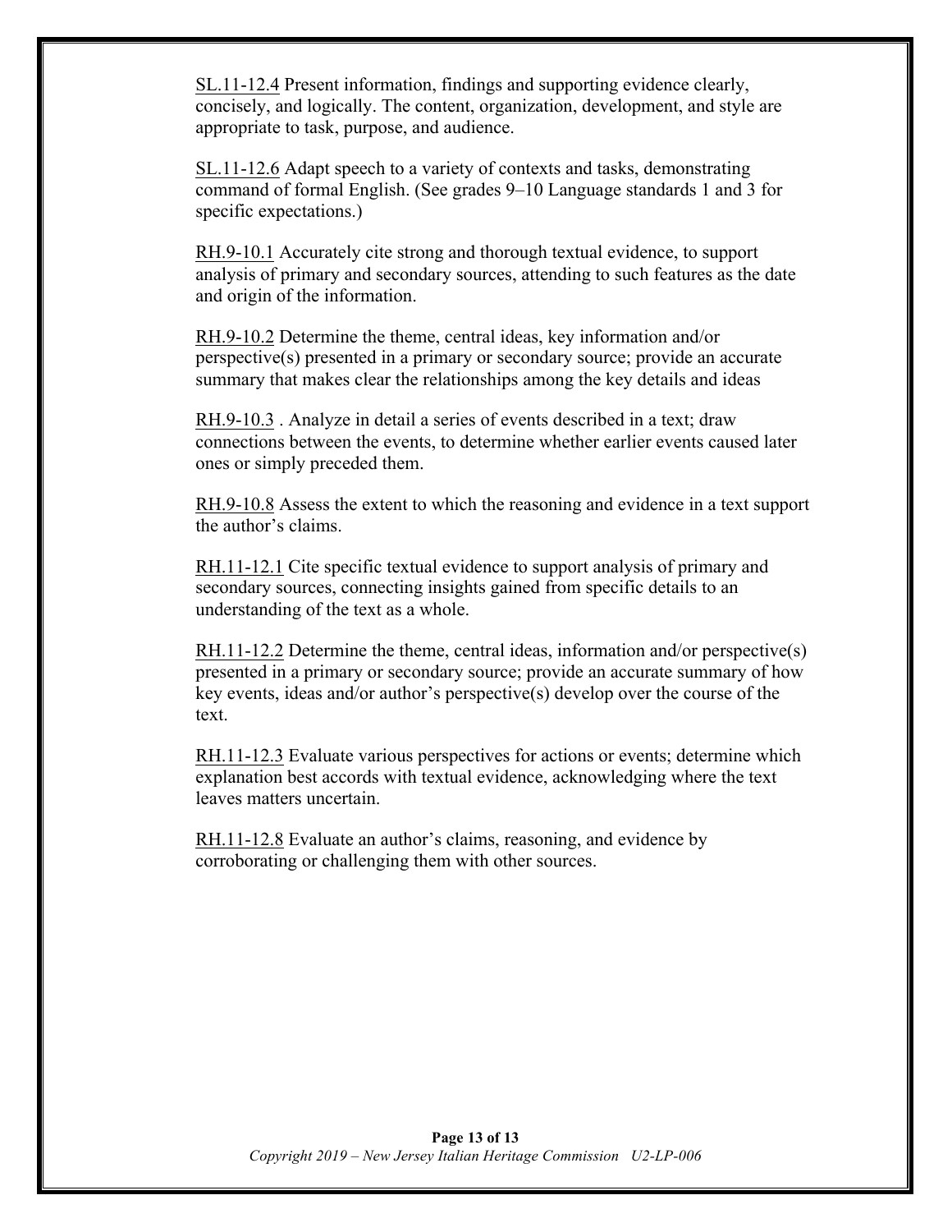SL.11-12.4 Present information, findings and supporting evidence clearly, concisely, and logically. The content, organization, development, and style are appropriate to task, purpose, and audience.

SL.11-12.6 Adapt speech to a variety of contexts and tasks, demonstrating command of formal English. (See grades 9–10 Language standards 1 and 3 for specific expectations.)

RH.9-10.1 Accurately cite strong and thorough textual evidence, to support analysis of primary and secondary sources, attending to such features as the date and origin of the information.

RH.9-10.2 Determine the theme, central ideas, key information and/or perspective(s) presented in a primary or secondary source; provide an accurate summary that makes clear the relationships among the key details and ideas

RH.9-10.3 . Analyze in detail a series of events described in a text; draw connections between the events, to determine whether earlier events caused later ones or simply preceded them.

RH.9-10.8 Assess the extent to which the reasoning and evidence in a text support the author's claims.

RH.11-12.1 Cite specific textual evidence to support analysis of primary and secondary sources, connecting insights gained from specific details to an understanding of the text as a whole.

RH.11-12.2 Determine the theme, central ideas, information and/or perspective(s) presented in a primary or secondary source; provide an accurate summary of how key events, ideas and/or author's perspective(s) develop over the course of the text.

RH.11-12.3 Evaluate various perspectives for actions or events; determine which explanation best accords with textual evidence, acknowledging where the text leaves matters uncertain.

RH.11-12.8 Evaluate an author's claims, reasoning, and evidence by corroborating or challenging them with other sources.